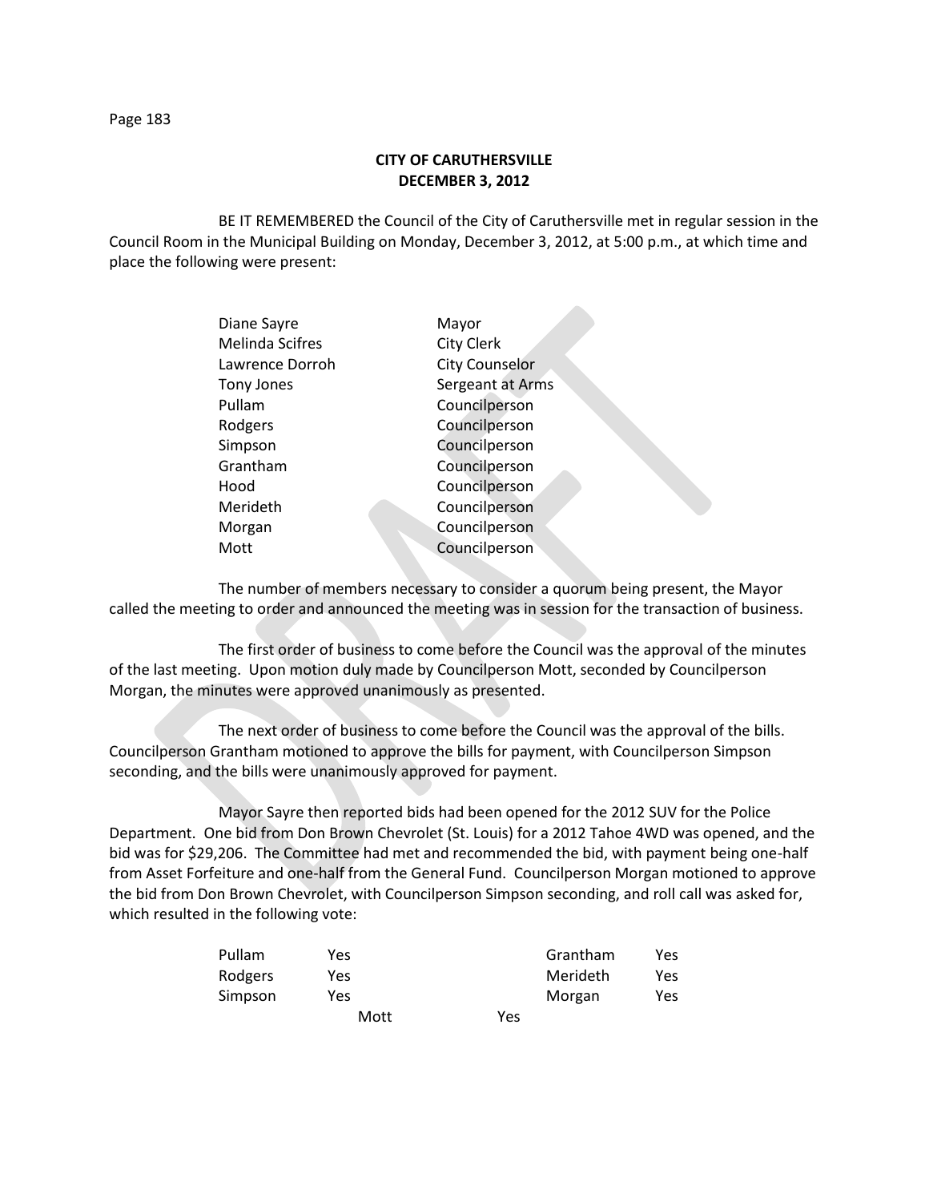**CITY OF CARUTHERSVILLE**
**DECEMBER 3, 2012**

BE IT REMEMBERED the Council of the City of Caruthersville met in regular session in the Council Room in the Municipal Building on Monday, December 3, 2012, at 5:00 p.m., at which time and place the following were present:

| | |
|---|---|
| Diane Sayre | Mayor |
| Melinda Scifres | City Clerk |
| Lawrence Dorroh | City Counselor |
| Tony Jones | Sergeant at Arms |
| Pullam | Councilperson |
| Rodgers | Councilperson |
| Simpson | Councilperson |
| Grantham | Councilperson |
| Hood | Councilperson |
| Merideth | Councilperson |
| Morgan | Councilperson |
| Mott | Councilperson |

The number of members necessary to consider a quorum being present, the Mayor called the meeting to order and announced the meeting was in session for the transaction of business.

The first order of business to come before the Council was the approval of the minutes of the last meeting. Upon motion duly made by Councilperson Mott, seconded by Councilperson Morgan, the minutes were approved unanimously as presented.

The next order of business to come before the Council was the approval of the bills. Councilperson Grantham motioned to approve the bills for payment, with Councilperson Simpson seconding, and the bills were unanimously approved for payment.

Mayor Sayre then reported bids had been opened for the 2012 SUV for the Police Department. One bid from Don Brown Chevrolet (St. Louis) for a 2012 Tahoe 4WD was opened, and the bid was for $29,206. The Committee had met and recommended the bid, with payment being one-half from Asset Forfeiture and one-half from the General Fund. Councilperson Morgan motioned to approve the bid from Don Brown Chevrolet, with Councilperson Simpson seconding, and roll call was asked for, which resulted in the following vote:

| | | | |
|---|---|---|---|
| Pullam | Yes | Grantham | Yes |
| Rodgers | Yes | Merideth | Yes |
| Simpson | Yes | Morgan | Yes |
| Mott | Yes | | |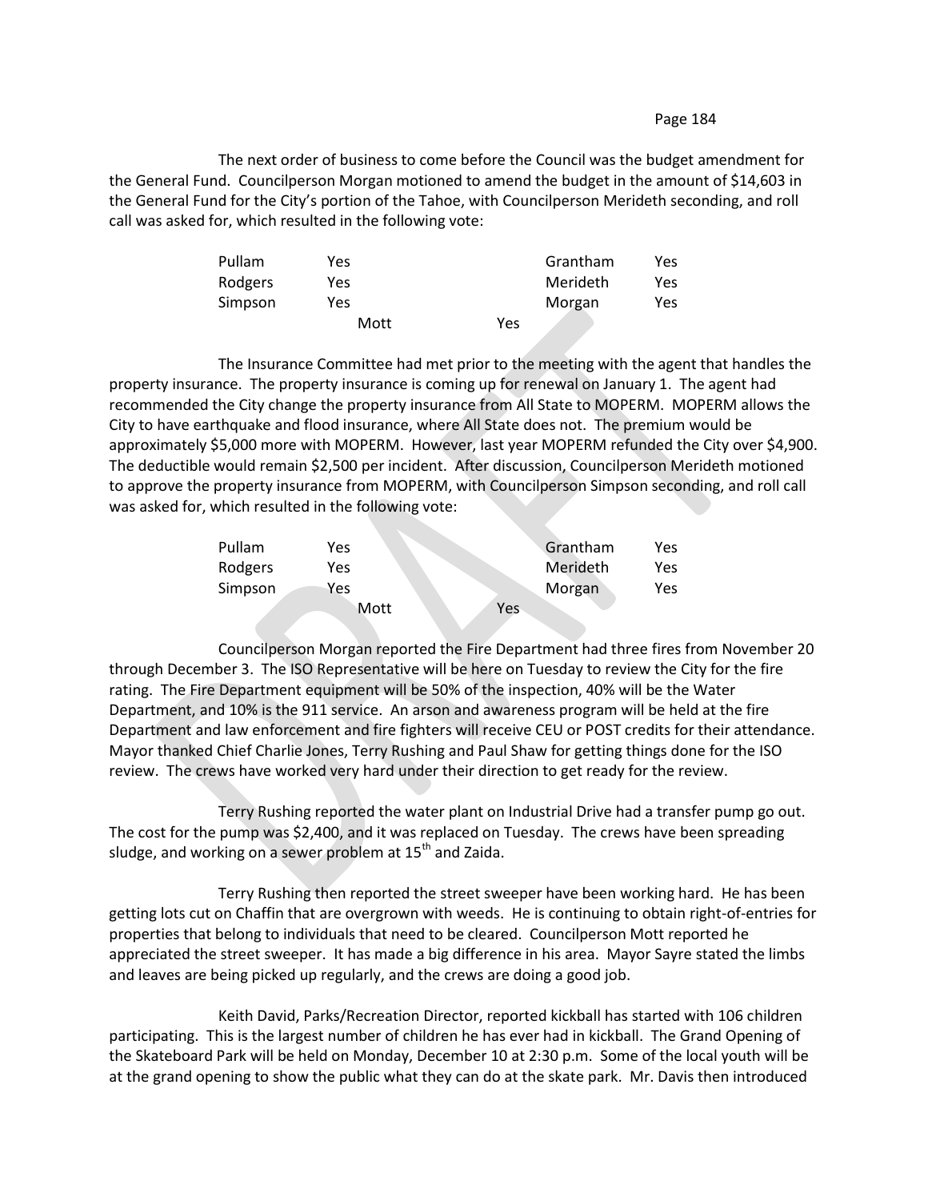The next order of business to come before the Council was the budget amendment for the General Fund. Councilperson Morgan motioned to amend the budget in the amount of $14,603 in the General Fund for the City's portion of the Tahoe, with Councilperson Merideth seconding, and roll call was asked for, which resulted in the following vote:

| | | | |
|---|---|---|---|
| Pullam | Yes | Grantham | Yes |
| Rodgers | Yes | Merideth | Yes |
| Simpson | Yes | Morgan | Yes |
| Mott | Yes | | |

The Insurance Committee had met prior to the meeting with the agent that handles the property insurance. The property insurance is coming up for renewal on January 1. The agent had recommended the City change the property insurance from All State to MOPERM. MOPERM allows the City to have earthquake and flood insurance, where All State does not. The premium would be approximately $5,000 more with MOPERM. However, last year MOPERM refunded the City over $4,900. The deductible would remain $2,500 per incident. After discussion, Councilperson Merideth motioned to approve the property insurance from MOPERM, with Councilperson Simpson seconding, and roll call was asked for, which resulted in the following vote:

| | | | |
|---|---|---|---|
| Pullam | Yes | Grantham | Yes |
| Rodgers | Yes | Merideth | Yes |
| Simpson | Yes | Morgan | Yes |
| Mott | Yes | | |

Councilperson Morgan reported the Fire Department had three fires from November 20 through December 3. The ISO Representative will be here on Tuesday to review the City for the fire rating. The Fire Department equipment will be 50% of the inspection, 40% will be the Water Department, and 10% is the 911 service. An arson and awareness program will be held at the fire Department and law enforcement and fire fighters will receive CEU or POST credits for their attendance. Mayor thanked Chief Charlie Jones, Terry Rushing and Paul Shaw for getting things done for the ISO review. The crews have worked very hard under their direction to get ready for the review.

Terry Rushing reported the water plant on Industrial Drive had a transfer pump go out. The cost for the pump was $2,400, and it was replaced on Tuesday. The crews have been spreading sludge, and working on a sewer problem at 15th and Zaida.

Terry Rushing then reported the street sweeper have been working hard. He has been getting lots cut on Chaffin that are overgrown with weeds. He is continuing to obtain right-of-entries for properties that belong to individuals that need to be cleared. Councilperson Mott reported he appreciated the street sweeper. It has made a big difference in his area. Mayor Sayre stated the limbs and leaves are being picked up regularly, and the crews are doing a good job.

Keith David, Parks/Recreation Director, reported kickball has started with 106 children participating. This is the largest number of children he has ever had in kickball. The Grand Opening of the Skateboard Park will be held on Monday, December 10 at 2:30 p.m. Some of the local youth will be at the grand opening to show the public what they can do at the skate park. Mr. Davis then introduced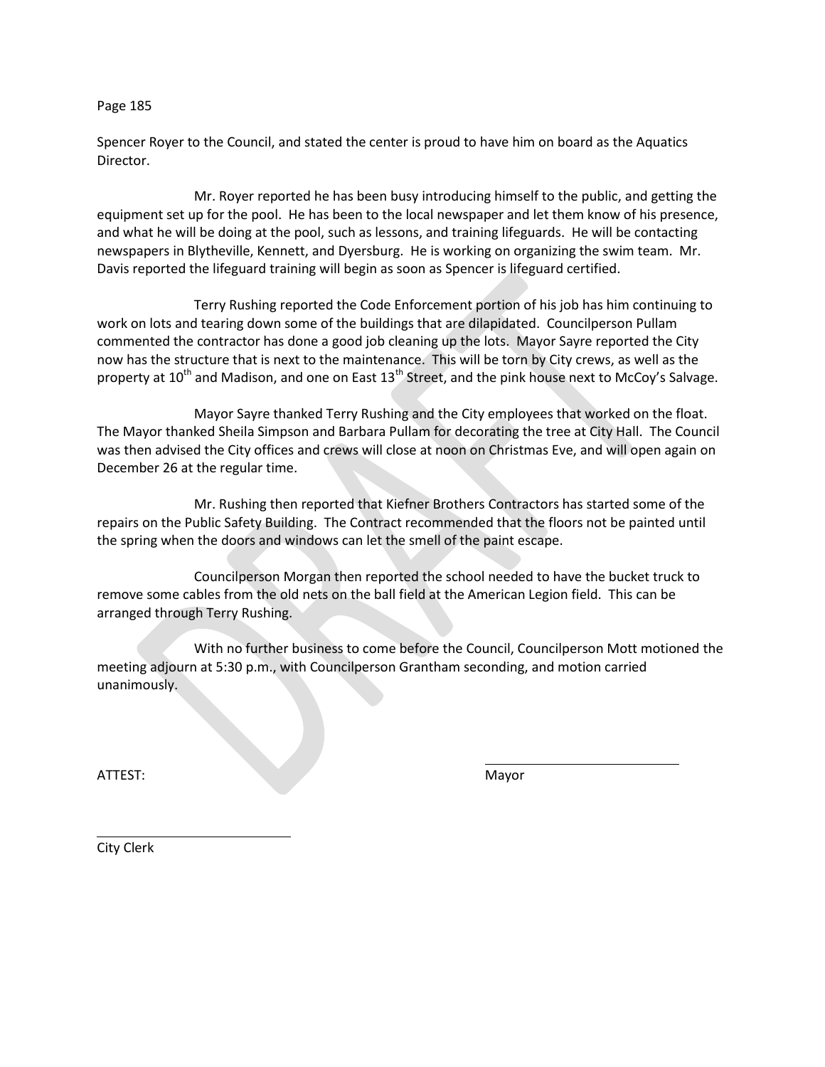Spencer Royer to the Council, and stated the center is proud to have him on board as the Aquatics Director.

Mr. Royer reported he has been busy introducing himself to the public, and getting the equipment set up for the pool. He has been to the local newspaper and let them know of his presence, and what he will be doing at the pool, such as lessons, and training lifeguards. He will be contacting newspapers in Blytheville, Kennett, and Dyersburg. He is working on organizing the swim team. Mr. Davis reported the lifeguard training will begin as soon as Spencer is lifeguard certified.

Terry Rushing reported the Code Enforcement portion of his job has him continuing to work on lots and tearing down some of the buildings that are dilapidated. Councilperson Pullam commented the contractor has done a good job cleaning up the lots. Mayor Sayre reported the City now has the structure that is next to the maintenance. This will be torn by City crews, as well as the property at 10th and Madison, and one on East 13th Street, and the pink house next to McCoy's Salvage.

Mayor Sayre thanked Terry Rushing and the City employees that worked on the float. The Mayor thanked Sheila Simpson and Barbara Pullam for decorating the tree at City Hall. The Council was then advised the City offices and crews will close at noon on Christmas Eve, and will open again on December 26 at the regular time.

Mr. Rushing then reported that Kiefner Brothers Contractors has started some of the repairs on the Public Safety Building. The Contract recommended that the floors not be painted until the spring when the doors and windows can let the smell of the paint escape.

Councilperson Morgan then reported the school needed to have the bucket truck to remove some cables from the old nets on the ball field at the American Legion field. This can be arranged through Terry Rushing.

With no further business to come before the Council, Councilperson Mott motioned the meeting adjourn at 5:30 p.m., with Councilperson Grantham seconding, and motion carried unanimously.

ATTEST:

\_\_\_\_\_\_\_\_\_\_\_\_\_\_\_\_\_\_\_\_\_\_\_\_\_\_\_\_
Mayor

\_\_\_\_\_\_\_\_\_\_\_\_\_\_\_\_\_\_\_\_\_\_\_\_\_\_\_\_
City Clerk